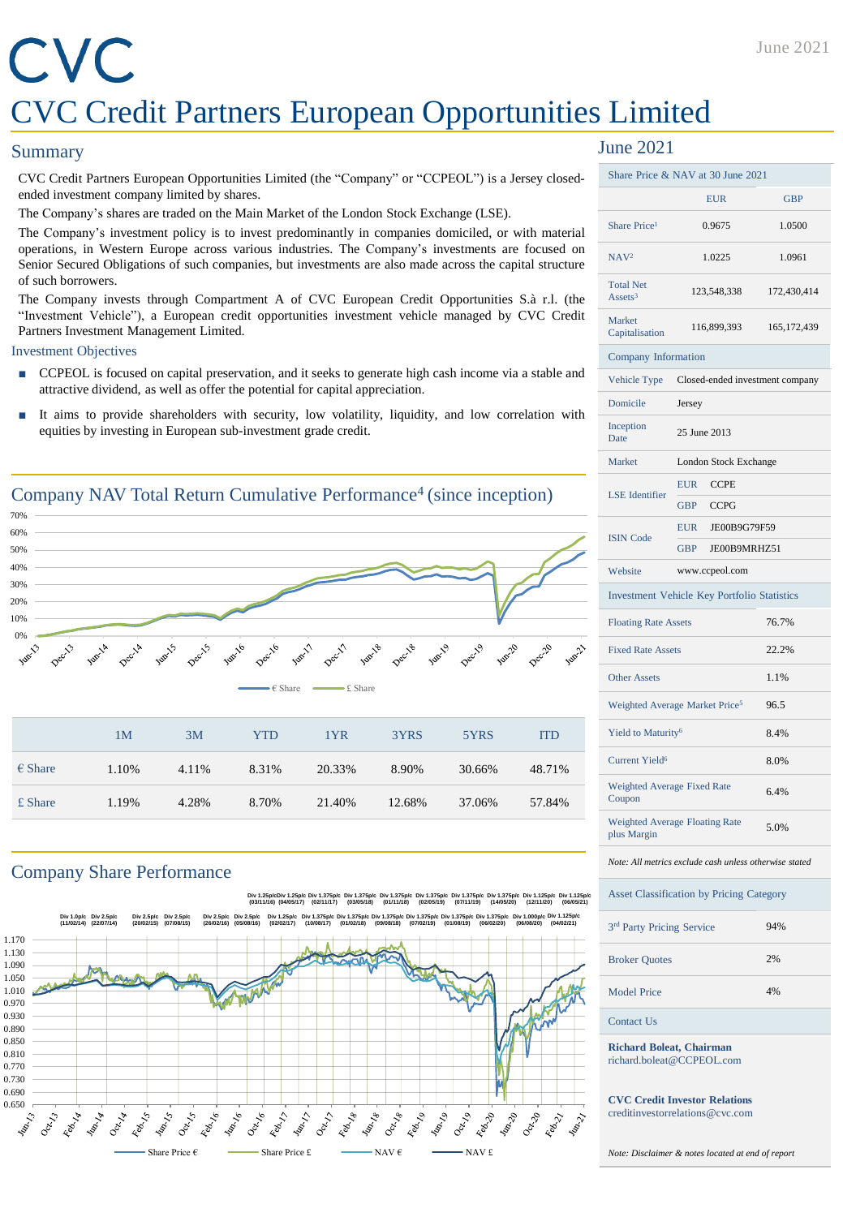# CVC Credit Partners European Opportunities Limited

June 2021

## Summary

CVC Credit Partners European Opportunities Limited (the "Company" or "CCPEOL") is a Jersey closed-ended investment company limited by shares.

The Company's shares are traded on the Main Market of the London Stock Exchange (LSE).

The Company's investment policy is to invest predominantly in companies domiciled, or with material operations, in Western Europe across various industries. The Company's investments are focused on Senior Secured Obligations of such companies, but investments are also made across the capital structure of such borrowers.

The Company invests through Compartment A of CVC European Credit Opportunities S.à r.l. (the "Investment Vehicle"), a European credit opportunities investment vehicle managed by CVC Credit Partners Investment Management Limited.

### Investment Objectives

- CCPEOL is focused on capital preservation, and it seeks to generate high cash income via a stable and attractive dividend, as well as offer the potential for capital appreciation.
- It aims to provide shareholders with security, low volatility, liquidity, and low correlation with equities by investing in European sub-investment grade credit.

## Company NAV Total Return Cumulative Performance[4] (since inception)

| | 1M | 3M | YTD | 1YR | 3YRS | 5YRS | ITD |
|---|---|---|---|---|---|---|---|
| € Share | 1.10% | 4.11% | 8.31% | 20.33% | 8.90% | 30.66% | 48.71% |
| £ Share | 1.19% | 4.28% | 8.70% | 21.40% | 12.68% | 37.06% | 57.84% |

## Company Share Performance

## June 2021

| Share Price & NAV at 30 June 2021 | EUR | GBP |
|---|---|---|
| Share Price[1] | 0.9675 | 1.0500 |
| NAV[2] | 1.0225 | 1.0961 |
| Total Net Assets[3] | 123,548,338 | 172,430,414 |
| Market Capitalisation | 116,899,393 | 165,172,439 |

| Company Information | | |
|---|---|---|
| Vehicle Type | Closed-ended investment company | |
| Domicile | Jersey | |
| Inception Date | 25 June 2013 | |
| Market | London Stock Exchange | |
| LSE Identifier | EUR | CCPE |
| | GBP | CCPG |
| ISIN Code | EUR | JE00B9G79F59 |
| | GBP | JE00B9MRHZ51 |
| Website | www.ccpeol.com | |

| Investment Vehicle Key Portfolio Statistics | |
|---|---|
| Floating Rate Assets | 76.7% |
| Fixed Rate Assets | 22.2% |
| Other Assets | 1.1% |
| Weighted Average Market Price[5] | 96.5 |
| Yield to Maturity[6] | 8.4% |
| Current Yield[6] | 8.0% |
| Weighted Average Fixed Rate Coupon | 6.4% |
| Weighted Average Floating Rate plus Margin | 5.0% |

*Note: All metrics exclude cash unless otherwise stated*

| Asset Classification by Pricing Category | |
|---|---|
| 3rd Party Pricing Service | 94% |
| Broker Quotes | 2% |
| Model Price | 4% |

### Contact Us

**Richard Boleat, Chairman**
richard.boleat@CCPEOL.com

**CVC Credit Investor Relations**
creditinvestorrelations@cvc.com

*Note: Disclaimer & notes located at end of report*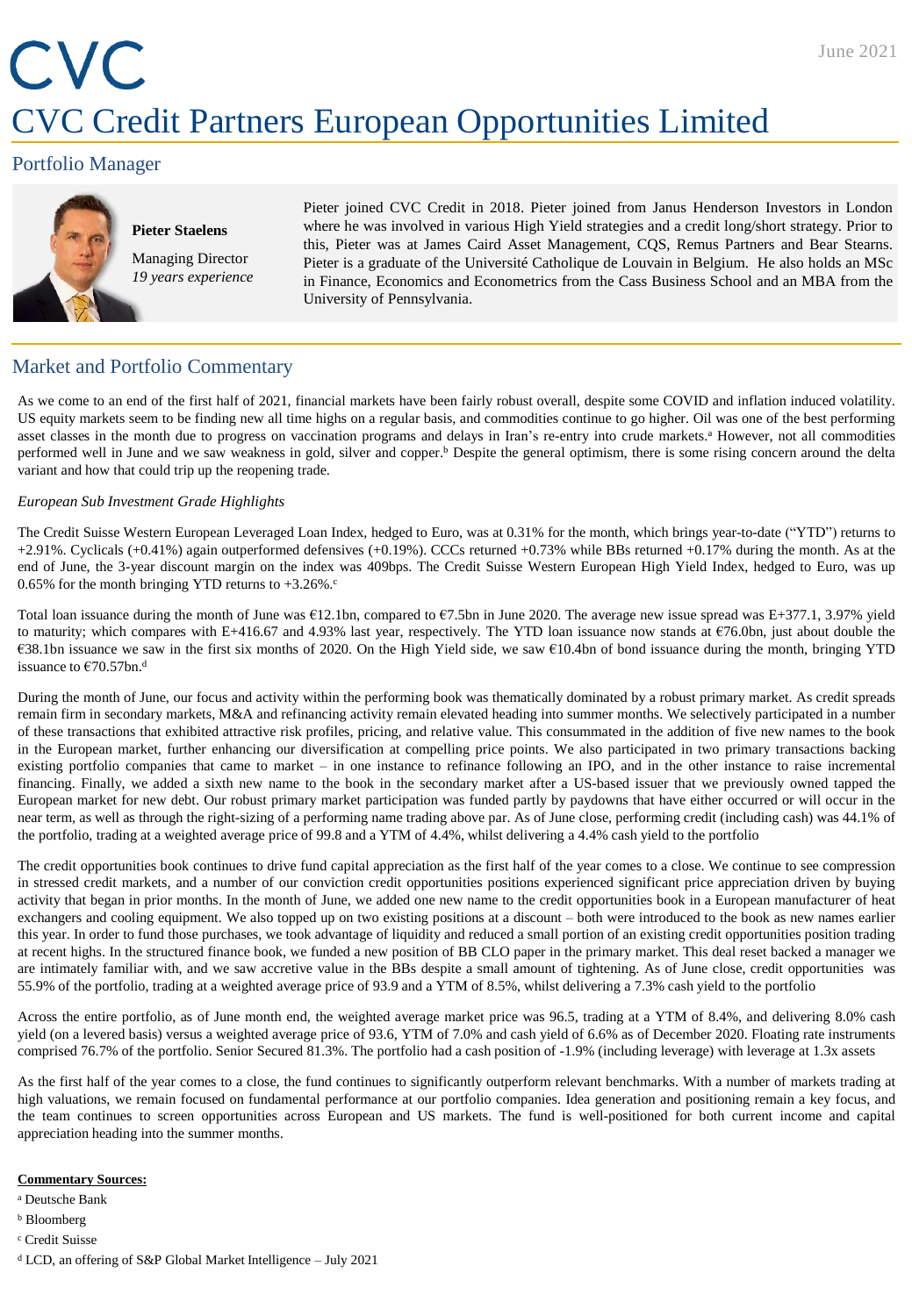# CVC Credit Partners European Opportunities Limited

June 2021

## Portfolio Manager

**Pieter Staelens**

Managing Director
*19 years experience*

Pieter joined CVC Credit in 2018. Pieter joined from Janus Henderson Investors in London where he was involved in various High Yield strategies and a credit long/short strategy. Prior to this, Pieter was at James Caird Asset Management, CQS, Remus Partners and Bear Stearns. Pieter is a graduate of the Université Catholique de Louvain in Belgium. He also holds an MSc in Finance, Economics and Econometrics from the Cass Business School and an MBA from the University of Pennsylvania.

## Market and Portfolio Commentary

As we come to an end of the first half of 2021, financial markets have been fairly robust overall, despite some COVID and inflation induced volatility. US equity markets seem to be finding new all time highs on a regular basis, and commodities continue to go higher. Oil was one of the best performing asset classes in the month due to progress on vaccination programs and delays in Iran's re-entry into crude markets.[a] However, not all commodities performed well in June and we saw weakness in gold, silver and copper.[b] Despite the general optimism, there is some rising concern around the delta variant and how that could trip up the reopening trade.

*European Sub Investment Grade Highlights*

The Credit Suisse Western European Leveraged Loan Index, hedged to Euro, was at 0.31% for the month, which brings year-to-date ("YTD") returns to +2.91%. Cyclicals (+0.41%) again outperformed defensives (+0.19%). CCCs returned +0.73% while BBs returned +0.17% during the month. As at the end of June, the 3-year discount margin on the index was 409bps. The Credit Suisse Western European High Yield Index, hedged to Euro, was up 0.65% for the month bringing YTD returns to +3.26%.[c]

Total loan issuance during the month of June was €12.1bn, compared to €7.5bn in June 2020. The average new issue spread was E+377.1, 3.97% yield to maturity; which compares with E+416.67 and 4.93% last year, respectively. The YTD loan issuance now stands at €76.0bn, just about double the €38.1bn issuance we saw in the first six months of 2020. On the High Yield side, we saw €10.4bn of bond issuance during the month, bringing YTD issuance to €70.57bn.[d]

During the month of June, our focus and activity within the performing book was thematically dominated by a robust primary market. As credit spreads remain firm in secondary markets, M&A and refinancing activity remain elevated heading into summer months. We selectively participated in a number of these transactions that exhibited attractive risk profiles, pricing, and relative value. This consummated in the addition of five new names to the book in the European market, further enhancing our diversification at compelling price points. We also participated in two primary transactions backing existing portfolio companies that came to market – in one instance to refinance following an IPO, and in the other instance to raise incremental financing. Finally, we added a sixth new name to the book in the secondary market after a US-based issuer that we previously owned tapped the European market for new debt. Our robust primary market participation was funded partly by paydowns that have either occurred or will occur in the near term, as well as through the right-sizing of a performing name trading above par. As of June close, performing credit (including cash) was 44.1% of the portfolio, trading at a weighted average price of 99.8 and a YTM of 4.4%, whilst delivering a 4.4% cash yield to the portfolio

The credit opportunities book continues to drive fund capital appreciation as the first half of the year comes to a close. We continue to see compression in stressed credit markets, and a number of our conviction credit opportunities positions experienced significant price appreciation driven by buying activity that began in prior months. In the month of June, we added one new name to the credit opportunities book in a European manufacturer of heat exchangers and cooling equipment. We also topped up on two existing positions at a discount – both were introduced to the book as new names earlier this year. In order to fund those purchases, we took advantage of liquidity and reduced a small portion of an existing credit opportunities position trading at recent highs. In the structured finance book, we funded a new position of BB CLO paper in the primary market. This deal reset backed a manager we are intimately familiar with, and we saw accretive value in the BBs despite a small amount of tightening. As of June close, credit opportunities was 55.9% of the portfolio, trading at a weighted average price of 93.9 and a YTM of 8.5%, whilst delivering a 7.3% cash yield to the portfolio

Across the entire portfolio, as of June month end, the weighted average market price was 96.5, trading at a YTM of 8.4%, and delivering 8.0% cash yield (on a levered basis) versus a weighted average price of 93.6, YTM of 7.0% and cash yield of 6.6% as of December 2020. Floating rate instruments comprised 76.7% of the portfolio. Senior Secured 81.3%. The portfolio had a cash position of -1.9% (including leverage) with leverage at 1.3x assets

As the first half of the year comes to a close, the fund continues to significantly outperform relevant benchmarks. With a number of markets trading at high valuations, we remain focused on fundamental performance at our portfolio companies. Idea generation and positioning remain a key focus, and the team continues to screen opportunities across European and US markets. The fund is well-positioned for both current income and capital appreciation heading into the summer months.

**Commentary Sources:**

[a] Deutsche Bank

[b] Bloomberg

[c] Credit Suisse

[d] LCD, an offering of S&P Global Market Intelligence – July 2021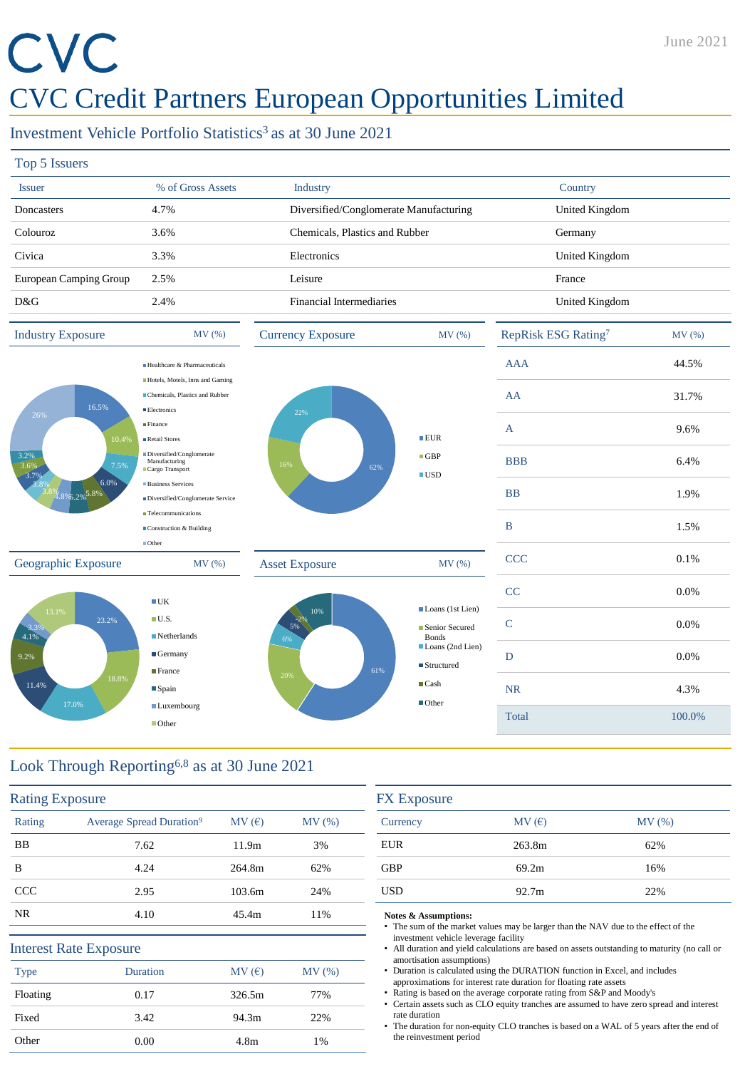# CVC Credit Partners European Opportunities Limited

June 2021

## Investment Vehicle Portfolio Statistics[3] as at 30 June 2021

### Top 5 Issuers

| Issuer | % of Gross Assets | Industry | Country |
|---|---|---|---|
| Doncasters | 4.7% | Diversified/Conglomerate Manufacturing | United Kingdom |
| Colouroz | 3.6% | Chemicals, Plastics and Rubber | Germany |
| Civica | 3.3% | Electronics | United Kingdom |
| European Camping Group | 2.5% | Leisure | France |
| D&G | 2.4% | Financial Intermediaries | United Kingdom |

### Industry Exposure — MV (%)

| Industry | MV (%) |
|---|---|
| Healthcare & Pharmaceuticals | 16.5% |
| Hotels, Motels, Inns and Gaming | 10.4% |
| Chemicals, Plastics and Rubber | 7.5% |
| Electronics | 6.0% |
| Finance | 5.8% |
| Retail Stores | 5.2% |
| Diversified/Conglomerate Manufacturing | 4.8% |
| Cargo Transport | 3.8% |
| Business Services | 3.8% |
| Diversified/Conglomerate Service | 3.7% |
| Telecommunications | 3.6% |
| Construction & Building | 3.2% |
| Other | 26% |

### Currency Exposure — MV (%)

| Currency | MV (%) |
|---|---|
| EUR | 62% |
| GBP | 16% |
| USD | 22% |

### RepRisk ESG Rating[7]

| Rating | MV (%) |
|---|---|
| AAA | 44.5% |
| AA | 31.7% |
| A | 9.6% |
| BBB | 6.4% |
| BB | 1.9% |
| B | 1.5% |
| CCC | 0.1% |
| CC | 0.0% |
| C | 0.0% |
| D | 0.0% |
| NR | 4.3% |
| Total | 100.0% |

### Geographic Exposure — MV (%)

| Country | MV (%) |
|---|---|
| UK | 23.2% |
| U.S. | 18.8% |
| Netherlands | 17.0% |
| Germany | 11.4% |
| France | 9.2% |
| Spain | 4.1% |
| Luxembourg | 3.3% |
| Other | 13.1% |

### Asset Exposure — MV (%)

| Asset | MV (%) |
|---|---|
| Loans (1st Lien) | 61% |
| Senior Secured Bonds | 20% |
| Loans (2nd Lien) | 6% |
| Structured | 5% |
| Cash | 2% |
| Other | 10% |

## Look Through Reporting[6,8] as at 30 June 2021

### Rating Exposure

| Rating | Average Spread Duration[9] | MV (€) | MV (%) |
|---|---|---|---|
| BB | 7.62 | 11.9m | 3% |
| B | 4.24 | 264.8m | 62% |
| CCC | 2.95 | 103.6m | 24% |
| NR | 4.10 | 45.4m | 11% |

### Interest Rate Exposure

| Type | Duration | MV (€) | MV (%) |
|---|---|---|---|
| Floating | 0.17 | 326.5m | 77% |
| Fixed | 3.42 | 94.3m | 22% |
| Other | 0.00 | 4.8m | 1% |

### FX Exposure

| Currency | MV (€) | MV (%) |
|---|---|---|
| EUR | 263.8m | 62% |
| GBP | 69.2m | 16% |
| USD | 92.7m | 22% |

**Notes & Assumptions:**

- The sum of the market values may be larger than the NAV due to the effect of the investment vehicle leverage facility
- All duration and yield calculations are based on assets outstanding to maturity (no call or amortisation assumptions)
- Duration is calculated using the DURATION function in Excel, and includes approximations for interest rate duration for floating rate assets
- Rating is based on the average corporate rating from S&P and Moody's
- Certain assets such as CLO equity tranches are assumed to have zero spread and interest rate duration
- The duration for non-equity CLO tranches is based on a WAL of 5 years after the end of the reinvestment period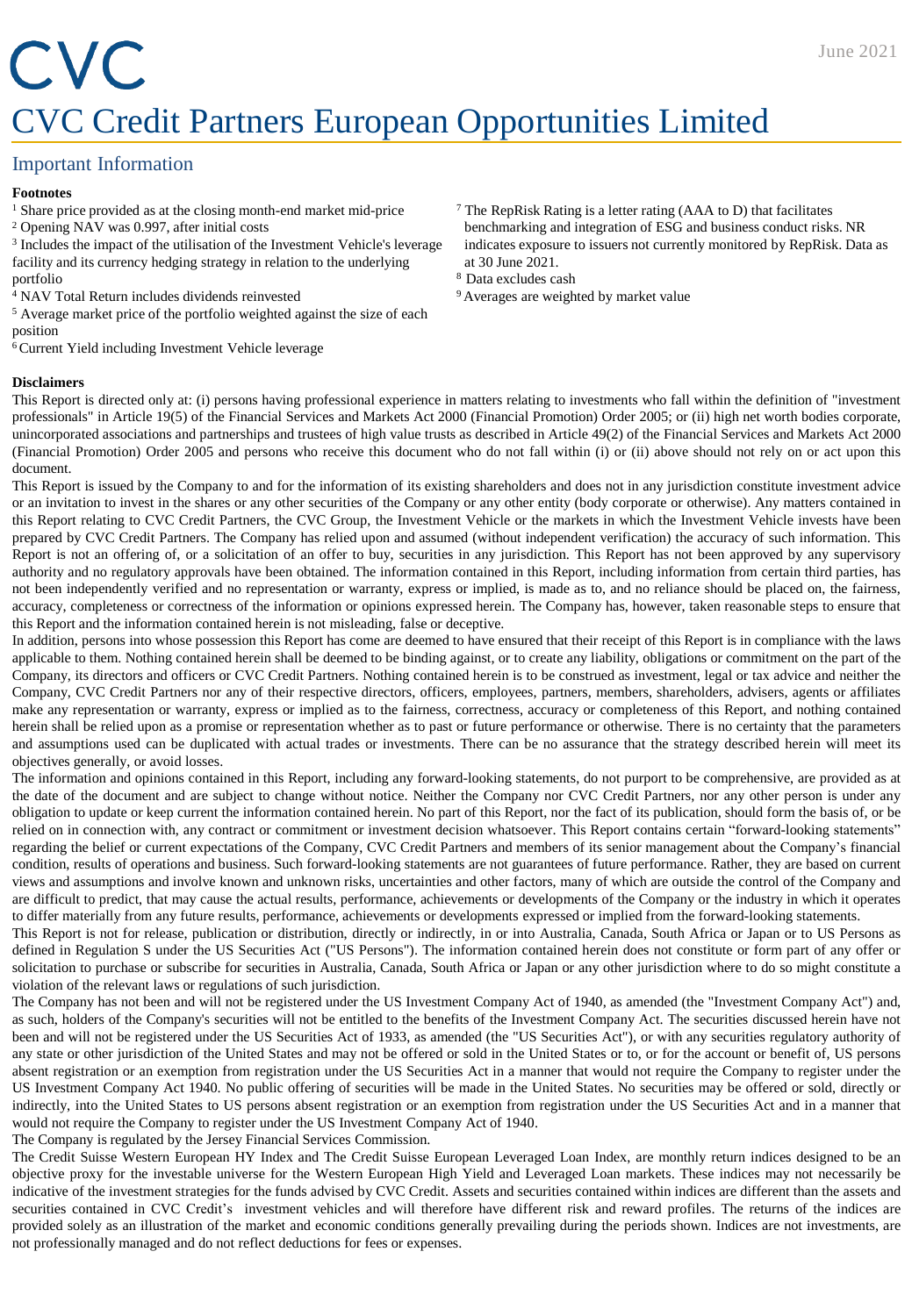# CVC

# CVC Credit Partners European Opportunities Limited

## Important Information

**Footnotes**

[1] Share price provided as at the closing month-end market mid-price

[2] Opening NAV was 0.997, after initial costs

[3] Includes the impact of the utilisation of the Investment Vehicle's leverage facility and its currency hedging strategy in relation to the underlying portfolio

[4] NAV Total Return includes dividends reinvested

[5] Average market price of the portfolio weighted against the size of each position

[6] Current Yield including Investment Vehicle leverage

[7] The RepRisk Rating is a letter rating (AAA to D) that facilitates benchmarking and integration of ESG and business conduct risks. NR indicates exposure to issuers not currently monitored by RepRisk. Data as at 30 June 2021.

[8] Data excludes cash

[9] Averages are weighted by market value

**Disclaimers**

This Report is directed only at: (i) persons having professional experience in matters relating to investments who fall within the definition of "investment professionals" in Article 19(5) of the Financial Services and Markets Act 2000 (Financial Promotion) Order 2005; or (ii) high net worth bodies corporate, unincorporated associations and partnerships and trustees of high value trusts as described in Article 49(2) of the Financial Services and Markets Act 2000 (Financial Promotion) Order 2005 and persons who receive this document who do not fall within (i) or (ii) above should not rely on or act upon this document.

This Report is issued by the Company to and for the information of its existing shareholders and does not in any jurisdiction constitute investment advice or an invitation to invest in the shares or any other securities of the Company or any other entity (body corporate or otherwise). Any matters contained in this Report relating to CVC Credit Partners, the CVC Group, the Investment Vehicle or the markets in which the Investment Vehicle invests have been prepared by CVC Credit Partners. The Company has relied upon and assumed (without independent verification) the accuracy of such information. This Report is not an offering of, or a solicitation of an offer to buy, securities in any jurisdiction. This Report has not been approved by any supervisory authority and no regulatory approvals have been obtained. The information contained in this Report, including information from certain third parties, has not been independently verified and no representation or warranty, express or implied, is made as to, and no reliance should be placed on, the fairness, accuracy, completeness or correctness of the information or opinions expressed herein. The Company has, however, taken reasonable steps to ensure that this Report and the information contained herein is not misleading, false or deceptive.

In addition, persons into whose possession this Report has come are deemed to have ensured that their receipt of this Report is in compliance with the laws applicable to them. Nothing contained herein shall be deemed to be binding against, or to create any liability, obligations or commitment on the part of the Company, its directors and officers or CVC Credit Partners. Nothing contained herein is to be construed as investment, legal or tax advice and neither the Company, CVC Credit Partners nor any of their respective directors, officers, employees, partners, members, shareholders, advisers, agents or affiliates make any representation or warranty, express or implied as to the fairness, correctness, accuracy or completeness of this Report, and nothing contained herein shall be relied upon as a promise or representation whether as to past or future performance or otherwise. There is no certainty that the parameters and assumptions used can be duplicated with actual trades or investments. There can be no assurance that the strategy described herein will meet its objectives generally, or avoid losses.

The information and opinions contained in this Report, including any forward-looking statements, do not purport to be comprehensive, are provided as at the date of the document and are subject to change without notice. Neither the Company nor CVC Credit Partners, nor any other person is under any obligation to update or keep current the information contained herein. No part of this Report, nor the fact of its publication, should form the basis of, or be relied on in connection with, any contract or commitment or investment decision whatsoever. This Report contains certain "forward-looking statements" regarding the belief or current expectations of the Company, CVC Credit Partners and members of its senior management about the Company's financial condition, results of operations and business. Such forward-looking statements are not guarantees of future performance. Rather, they are based on current views and assumptions and involve known and unknown risks, uncertainties and other factors, many of which are outside the control of the Company and are difficult to predict, that may cause the actual results, performance, achievements or developments of the Company or the industry in which it operates to differ materially from any future results, performance, achievements or developments expressed or implied from the forward-looking statements.

This Report is not for release, publication or distribution, directly or indirectly, in or into Australia, Canada, South Africa or Japan or to US Persons as defined in Regulation S under the US Securities Act ("US Persons"). The information contained herein does not constitute or form part of any offer or solicitation to purchase or subscribe for securities in Australia, Canada, South Africa or Japan or any other jurisdiction where to do so might constitute a violation of the relevant laws or regulations of such jurisdiction.

The Company has not been and will not be registered under the US Investment Company Act of 1940, as amended (the "Investment Company Act") and, as such, holders of the Company's securities will not be entitled to the benefits of the Investment Company Act. The securities discussed herein have not been and will not be registered under the US Securities Act of 1933, as amended (the "US Securities Act"), or with any securities regulatory authority of any state or other jurisdiction of the United States and may not be offered or sold in the United States or to, or for the account or benefit of, US persons absent registration or an exemption from registration under the US Securities Act in a manner that would not require the Company to register under the US Investment Company Act 1940. No public offering of securities will be made in the United States. No securities may be offered or sold, directly or indirectly, into the United States to US persons absent registration or an exemption from registration under the US Securities Act and in a manner that would not require the Company to register under the US Investment Company Act of 1940.

The Company is regulated by the Jersey Financial Services Commission.

The Credit Suisse Western European HY Index and The Credit Suisse European Leveraged Loan Index, are monthly return indices designed to be an objective proxy for the investable universe for the Western European High Yield and Leveraged Loan markets. These indices may not necessarily be indicative of the investment strategies for the funds advised by CVC Credit. Assets and securities contained within indices are different than the assets and securities contained in CVC Credit's investment vehicles and will therefore have different risk and reward profiles. The returns of the indices are provided solely as an illustration of the market and economic conditions generally prevailing during the periods shown. Indices are not investments, are not professionally managed and do not reflect deductions for fees or expenses.